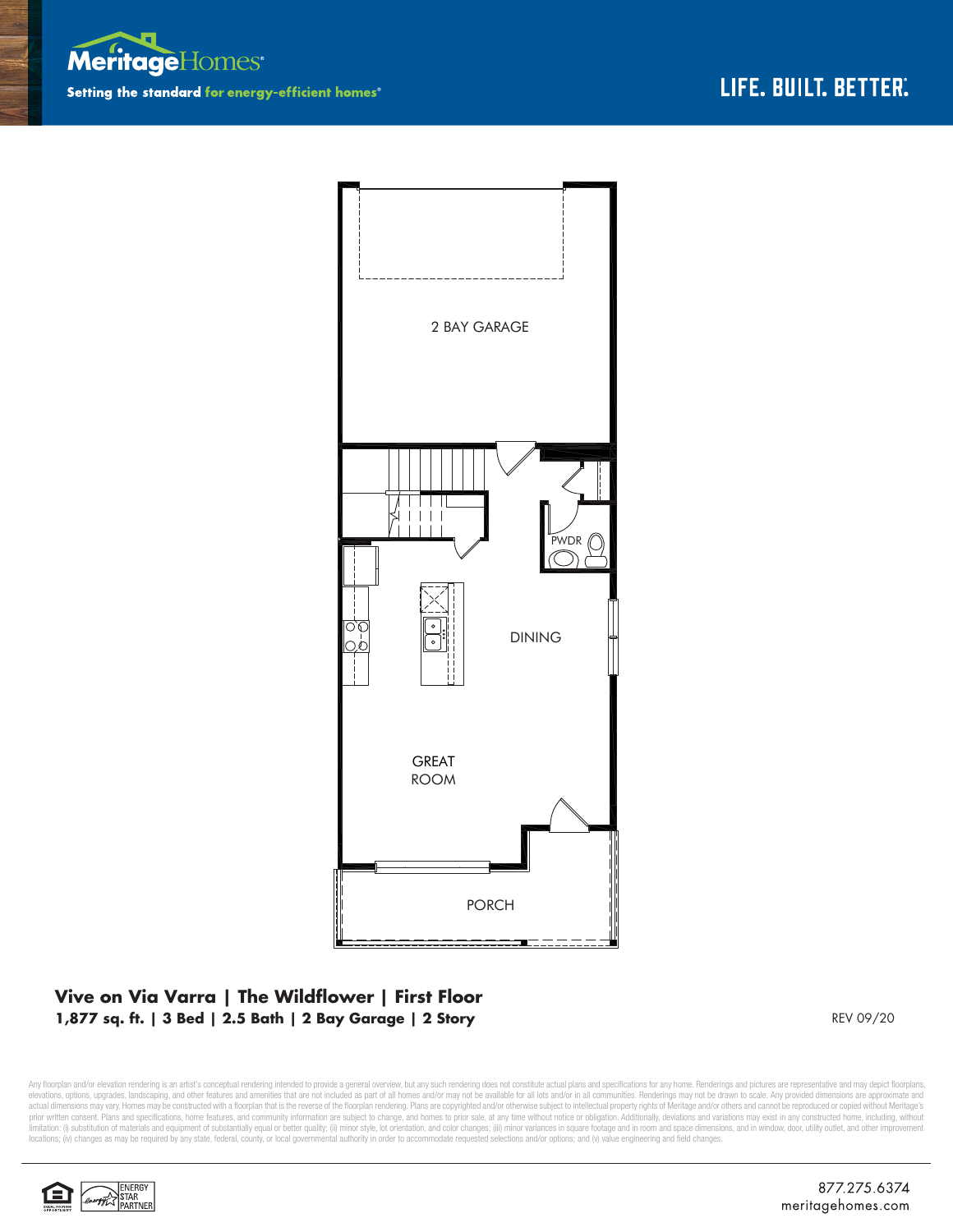Meritage Homes

Setting the standard for energy-efficient homes®

LIFE. BUILT. BETTER.®

2 BAY GARAGE

PWDR

DINING

GREAT ROOM

PORCH

**Vive on Via Varra | The Wildflower | First Floor**

**1,877 sq. ft. | 3 Bed | 2.5 Bath | 2 Bay Garage | 2 Story**

REV 09/20

Any floorplan and/or elevation rendering is an artist's conceptual rendering intended to provide a general overview, but any such rendering does not constitute actual plans and specifications for any home. Renderings and pictures are representative and may depict floorplans, elevations, options, upgrades, landscaping, and other features and amenities that are not included as part of all homes and/or may not be available for all lots and/or in all communities. Renderings may not be drawn to scale. Any provided dimensions are approximate and actual dimensions may vary. Homes may be constructed with a floorplan that is the reverse of the floorplan rendering. Plans are copyrighted and/or otherwise subject to intellectual property rights of Meritage and/or others and cannot be reproduced or copied without Meritage's prior written consent. Plans and specifications, home features, and community information are subject to change, and homes to prior sale, at any time without notice or obligation. Additionally, deviations and variations may exist in any constructed home, including, without limitation: (i) substitution of materials and equipment of substantially equal or better quality; (ii) minor style, lot orientation, and color changes; (iii) minor variances in square footage and in room and space dimensions, and in window, door, utility outlet, and other improvement locations; (iv) changes as may be required by any state, federal, county, or local governmental authority in order to accommodate requested selections and/or options; and (v) value engineering and field changes.

ENERGY STAR PARTNER

877.275.6374
meritagehomes.com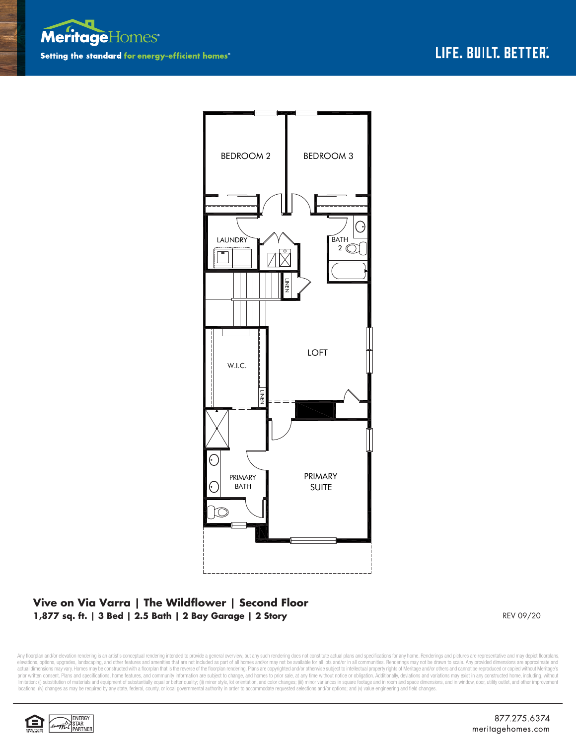MeritageHomes®

Setting the standard for energy-efficient homes®

LIFE. BUILT. BETTER.®

BEDROOM 2

BEDROOM 3

LAUNDRY

BATH 2

LINEN

LOFT

W.I.C.

LINEN

PRIMARY BATH

PRIMARY SUITE

**Vive on Via Varra | The Wildflower | Second Floor**
**1,877 sq. ft. | 3 Bed | 2.5 Bath | 2 Bay Garage | 2 Story**

REV 09/20

Any floorplan and/or elevation rendering is an artist's conceptual rendering intended to provide a general overview, but any such rendering does not constitute actual plans and specifications for any home. Renderings and pictures are representative and may depict floorplans, elevations, options, upgrades, landscaping, and other features and amenities that are not included as part of all homes and/or may not be available for all lots and/or in all communities. Renderings may not be drawn to scale. Any provided dimensions are approximate and actual dimensions may vary. Homes may be constructed with a floorplan that is the reverse of the floorplan rendering. Plans are copyrighted and/or otherwise subject to intellectual property rights of Meritage and/or others and cannot be reproduced or copied without Meritage's prior written consent. Plans and specifications, home features, and community information are subject to change, and homes to prior sale, at any time without notice or obligation. Additionally, deviations and variations may exist in any constructed home, including, without limitation: (i) substitution of materials and equipment of substantially equal or better quality; (ii) minor style, lot orientation, and color changes; (iii) minor variances in square footage and in room and space dimensions, and in window, door, utility outlet, and other improvement locations; (iv) changes as may be required by any state, federal, county, or local governmental authority in order to accommodate requested selections and/or options; and (v) value engineering and field changes.

ENERGY STAR PARTNER

877.275.6374
meritagehomes.com